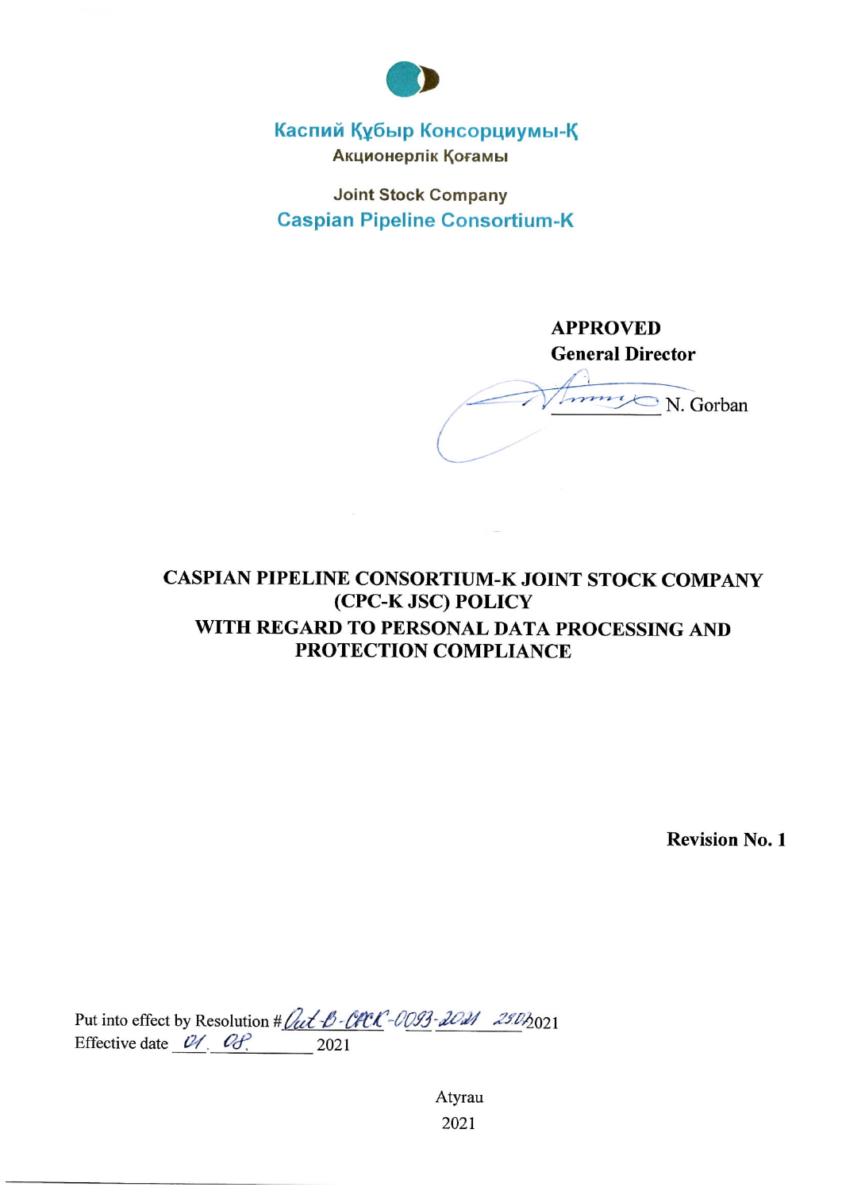Каспий Құбыр Консорциумы-Қ
Акционерлік Қоғамы

Joint Stock Company
Caspian Pipeline Consortium-K

**APPROVED**
**General Director**

_____________ N. Gorban

# CASPIAN PIPELINE CONSORTIUM-K JOINT STOCK COMPANY (CPC-K JSC) POLICY WITH REGARD TO PERSONAL DATA PROCESSING AND PROTECTION COMPLIANCE

**Revision No. 1**

Put into effect by Resolution # Out-B-CPCK-0093-2021 23.07.2021
Effective date 01. 08. 2021

Atyrau
2021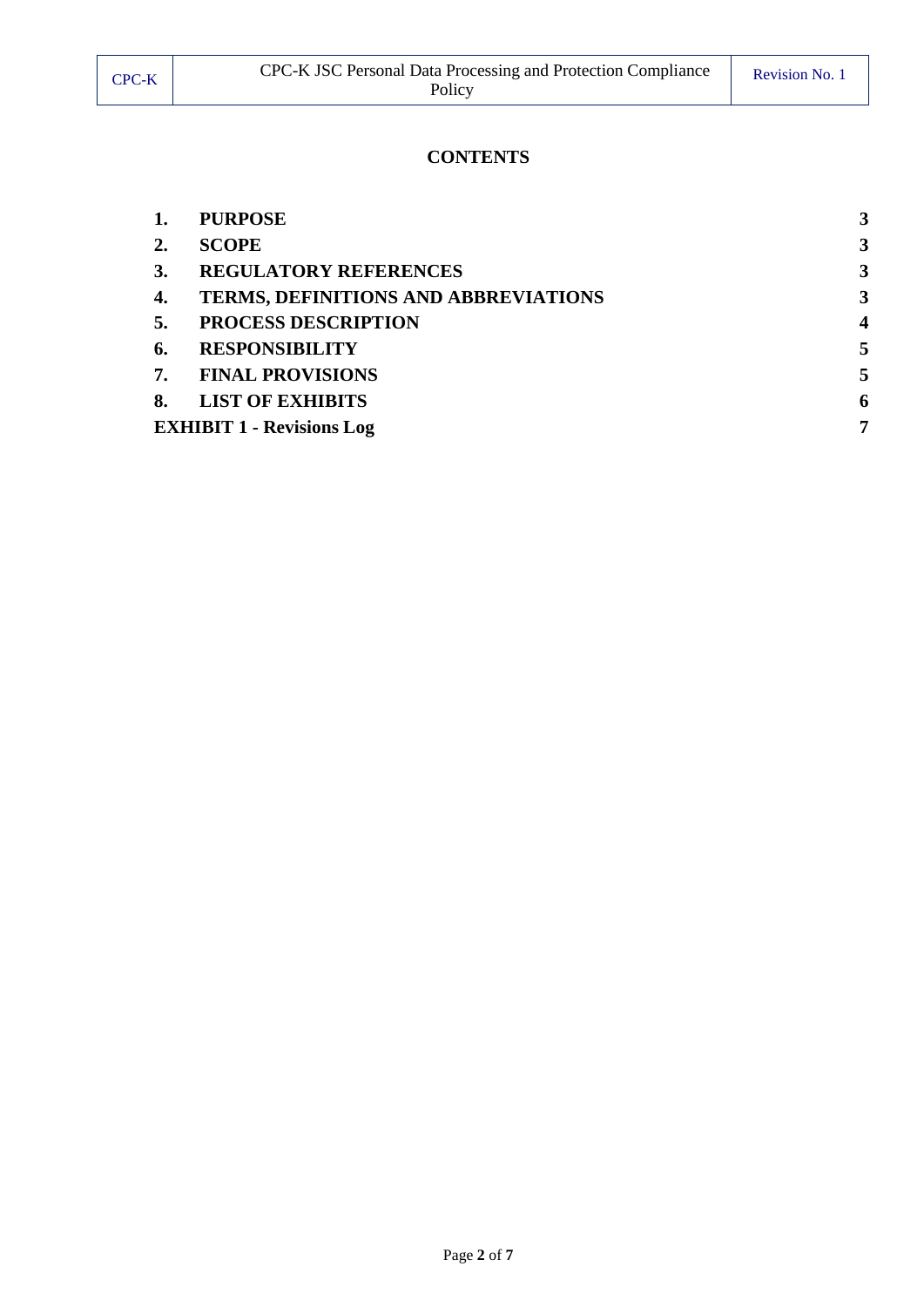# CONTENTS

| | | |
|---|---|---|
| **1.** | **PURPOSE** | **3** |
| **2.** | **SCOPE** | **3** |
| **3.** | **REGULATORY REFERENCES** | **3** |
| **4.** | **TERMS, DEFINITIONS AND ABBREVIATIONS** | **3** |
| **5.** | **PROCESS DESCRIPTION** | **4** |
| **6.** | **RESPONSIBILITY** | **5** |
| **7.** | **FINAL PROVISIONS** | **5** |
| **8.** | **LIST OF EXHIBITS** | **6** |
| **EXHIBIT 1 - Revisions Log** | | **7** |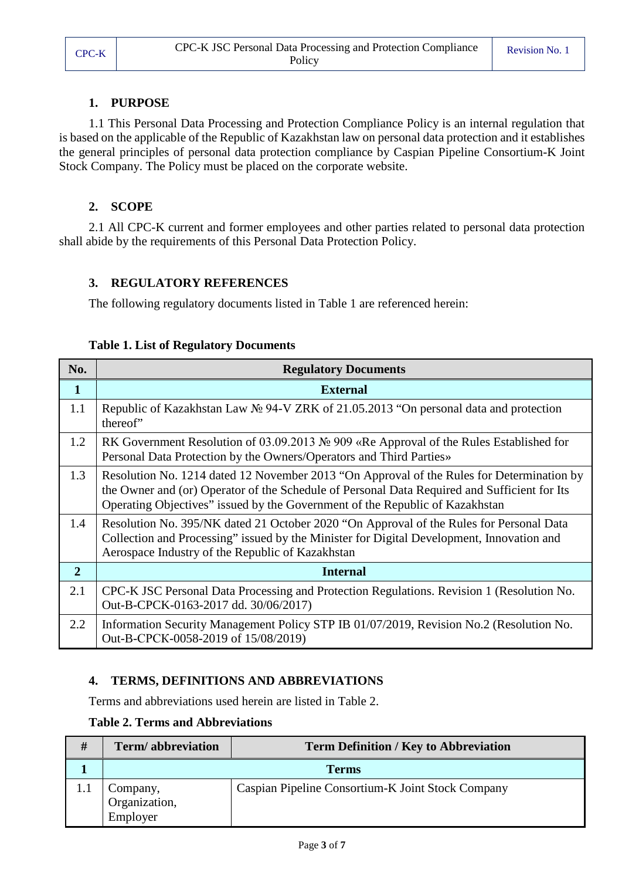## 1. PURPOSE

1.1 This Personal Data Processing and Protection Compliance Policy is an internal regulation that is based on the applicable of the Republic of Kazakhstan law on personal data protection and it establishes the general principles of personal data protection compliance by Caspian Pipeline Consortium-K Joint Stock Company. The Policy must be placed on the corporate website.

## 2. SCOPE

2.1 All CPC-K current and former employees and other parties related to personal data protection shall abide by the requirements of this Personal Data Protection Policy.

## 3. REGULATORY REFERENCES

The following regulatory documents listed in Table 1 are referenced herein:

**Table 1. List of Regulatory Documents**

| No. | Regulatory Documents |
|---|---|
| **1** | **External** |
| 1.1 | Republic of Kazakhstan Law № 94-V ZRK of 21.05.2013 “On personal data and protection thereof” |
| 1.2 | RK Government Resolution of 03.09.2013 № 909 «Re Approval of the Rules Established for Personal Data Protection by the Owners/Operators and Third Parties» |
| 1.3 | Resolution No. 1214 dated 12 November 2013 “On Approval of the Rules for Determination by the Owner and (or) Operator of the Schedule of Personal Data Required and Sufficient for Its Operating Objectives” issued by the Government of the Republic of Kazakhstan |
| 1.4 | Resolution No. 395/NK dated 21 October 2020 “On Approval of the Rules for Personal Data Collection and Processing” issued by the Minister for Digital Development, Innovation and Aerospace Industry of the Republic of Kazakhstan |
| **2** | **Internal** |
| 2.1 | CPC-K JSC Personal Data Processing and Protection Regulations. Revision 1 (Resolution No. Out-B-CPCK-0163-2017 dd. 30/06/2017) |
| 2.2 | Information Security Management Policy STP IB 01/07/2019, Revision No.2 (Resolution No. Out-B-CPCK-0058-2019 of 15/08/2019) |

## 4. TERMS, DEFINITIONS AND ABBREVIATIONS

Terms and abbreviations used herein are listed in Table 2.

**Table 2. Terms and Abbreviations**

| # | Term/ abbreviation | Term Definition / Key to Abbreviation |
|---|---|---|
| **1** | **Terms** | |
| 1.1 | Company, Organization, Employer | Caspian Pipeline Consortium-K Joint Stock Company |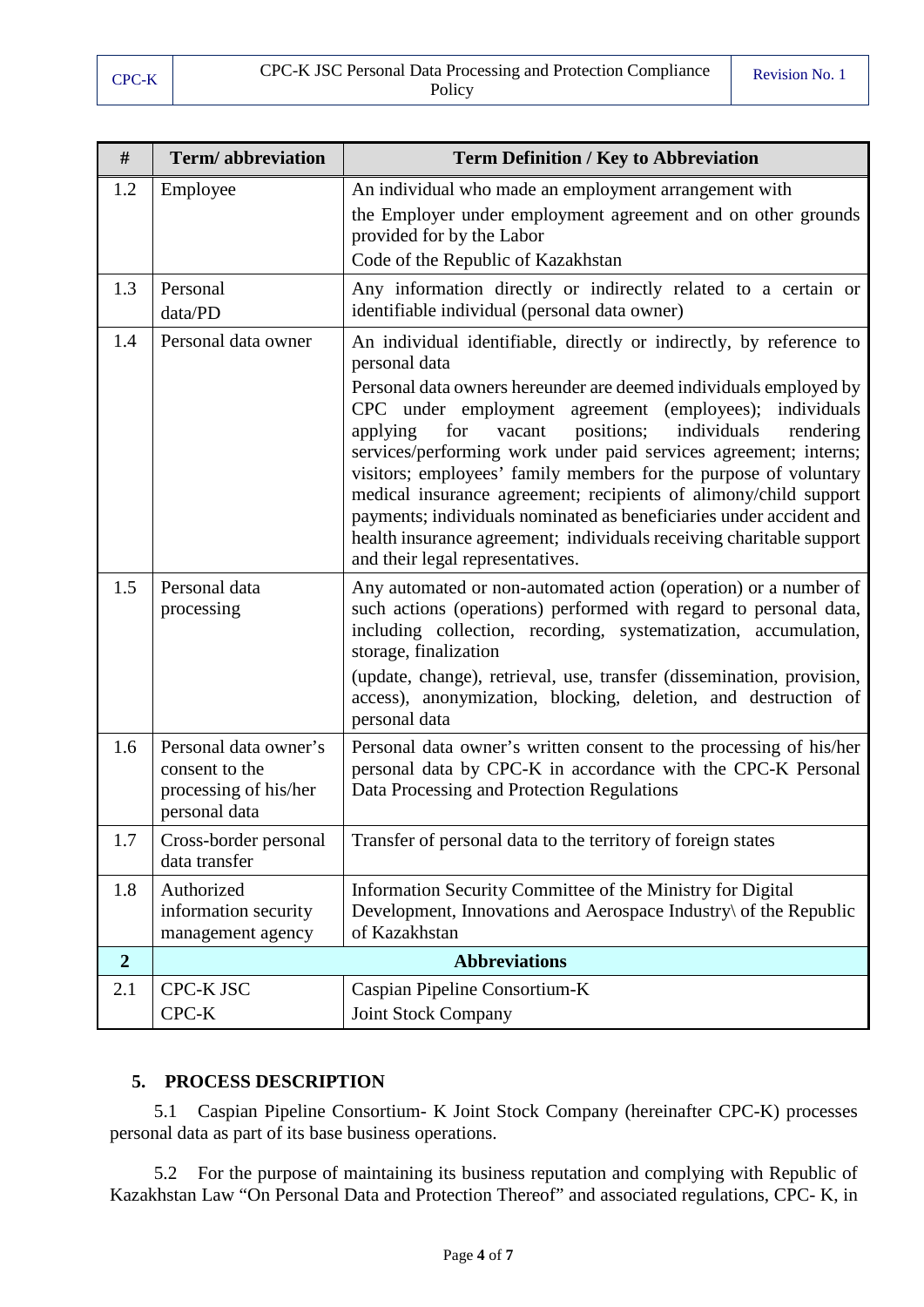| # | Term/ abbreviation | Term Definition / Key to Abbreviation |
|---|---|---|
| 1.2 | Employee | An individual who made an employment arrangement with the Employer under employment agreement and on other grounds provided for by the Labor Code of the Republic of Kazakhstan |
| 1.3 | Personal data/PD | Any information directly or indirectly related to a certain or identifiable individual (personal data owner) |
| 1.4 | Personal data owner | An individual identifiable, directly or indirectly, by reference to personal data<br>Personal data owners hereunder are deemed individuals employed by CPC under employment agreement (employees); individuals applying for vacant positions; individuals rendering services/performing work under paid services agreement; interns; visitors; employees' family members for the purpose of voluntary medical insurance agreement; recipients of alimony/child support payments; individuals nominated as beneficiaries under accident and health insurance agreement; individuals receiving charitable support and their legal representatives. |
| 1.5 | Personal data processing | Any automated or non-automated action (operation) or a number of such actions (operations) performed with regard to personal data, including collection, recording, systematization, accumulation, storage, finalization<br>(update, change), retrieval, use, transfer (dissemination, provision, access), anonymization, blocking, deletion, and destruction of personal data |
| 1.6 | Personal data owner's consent to the processing of his/her personal data | Personal data owner's written consent to the processing of his/her personal data by CPC-K in accordance with the CPC-K Personal Data Processing and Protection Regulations |
| 1.7 | Cross-border personal data transfer | Transfer of personal data to the territory of foreign states |
| 1.8 | Authorized information security management agency | Information Security Committee of the Ministry for Digital Development, Innovations and Aerospace Industry\ of the Republic of Kazakhstan |
| **2** | **Abbreviations** | |
| 2.1 | CPC-K JSC<br>CPC-K | Caspian Pipeline Consortium-K<br>Joint Stock Company |

## 5. PROCESS DESCRIPTION

5.1 Caspian Pipeline Consortium- K Joint Stock Company (hereinafter CPC-K) processes personal data as part of its base business operations.

5.2 For the purpose of maintaining its business reputation and complying with Republic of Kazakhstan Law "On Personal Data and Protection Thereof" and associated regulations, CPC- K, in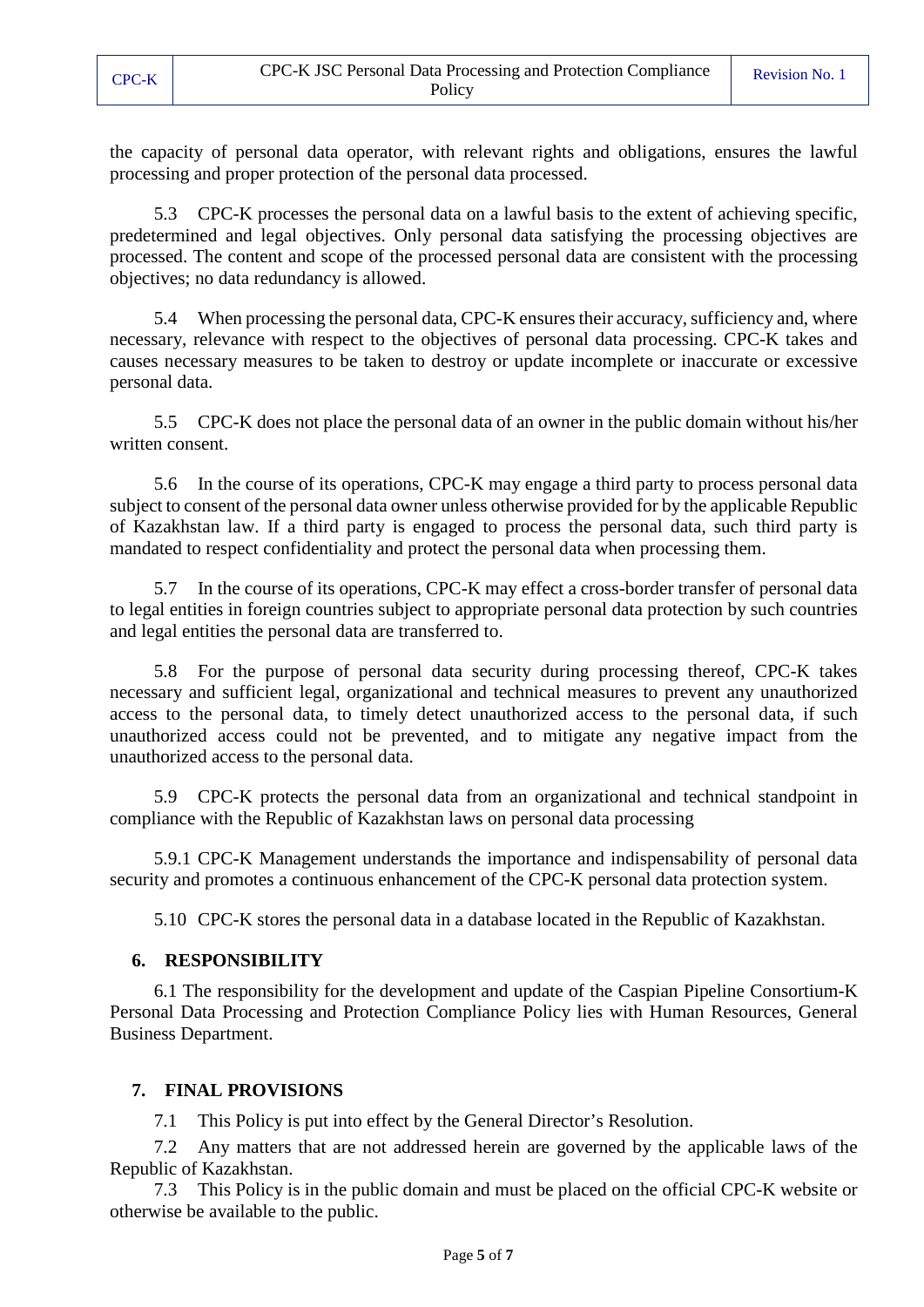the capacity of personal data operator, with relevant rights and obligations, ensures the lawful processing and proper protection of the personal data processed.

5.3 CPC-K processes the personal data on a lawful basis to the extent of achieving specific, predetermined and legal objectives. Only personal data satisfying the processing objectives are processed. The content and scope of the processed personal data are consistent with the processing objectives; no data redundancy is allowed.

5.4 When processing the personal data, CPC-K ensures their accuracy, sufficiency and, where necessary, relevance with respect to the objectives of personal data processing. CPC-K takes and causes necessary measures to be taken to destroy or update incomplete or inaccurate or excessive personal data.

5.5 CPC-K does not place the personal data of an owner in the public domain without his/her written consent.

5.6 In the course of its operations, CPC-K may engage a third party to process personal data subject to consent of the personal data owner unless otherwise provided for by the applicable Republic of Kazakhstan law. If a third party is engaged to process the personal data, such third party is mandated to respect confidentiality and protect the personal data when processing them.

5.7 In the course of its operations, CPC-K may effect a cross-border transfer of personal data to legal entities in foreign countries subject to appropriate personal data protection by such countries and legal entities the personal data are transferred to.

5.8 For the purpose of personal data security during processing thereof, CPC-K takes necessary and sufficient legal, organizational and technical measures to prevent any unauthorized access to the personal data, to timely detect unauthorized access to the personal data, if such unauthorized access could not be prevented, and to mitigate any negative impact from the unauthorized access to the personal data.

5.9 CPC-K protects the personal data from an organizational and technical standpoint in compliance with the Republic of Kazakhstan laws on personal data processing

5.9.1 CPC-K Management understands the importance and indispensability of personal data security and promotes a continuous enhancement of the CPC-K personal data protection system.

5.10 CPC-K stores the personal data in a database located in the Republic of Kazakhstan.

## 6. RESPONSIBILITY

6.1 The responsibility for the development and update of the Caspian Pipeline Consortium-K Personal Data Processing and Protection Compliance Policy lies with Human Resources, General Business Department.

## 7. FINAL PROVISIONS

7.1 This Policy is put into effect by the General Director's Resolution.

7.2 Any matters that are not addressed herein are governed by the applicable laws of the Republic of Kazakhstan.

7.3 This Policy is in the public domain and must be placed on the official CPC-K website or otherwise be available to the public.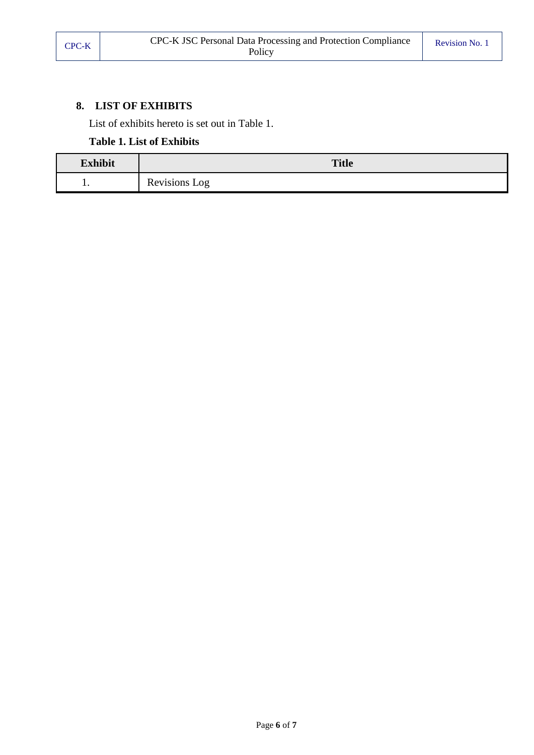## 8. LIST OF EXHIBITS

List of exhibits hereto is set out in Table 1.

**Table 1. List of Exhibits**

| Exhibit | Title |
|---|---|
| 1. | Revisions Log |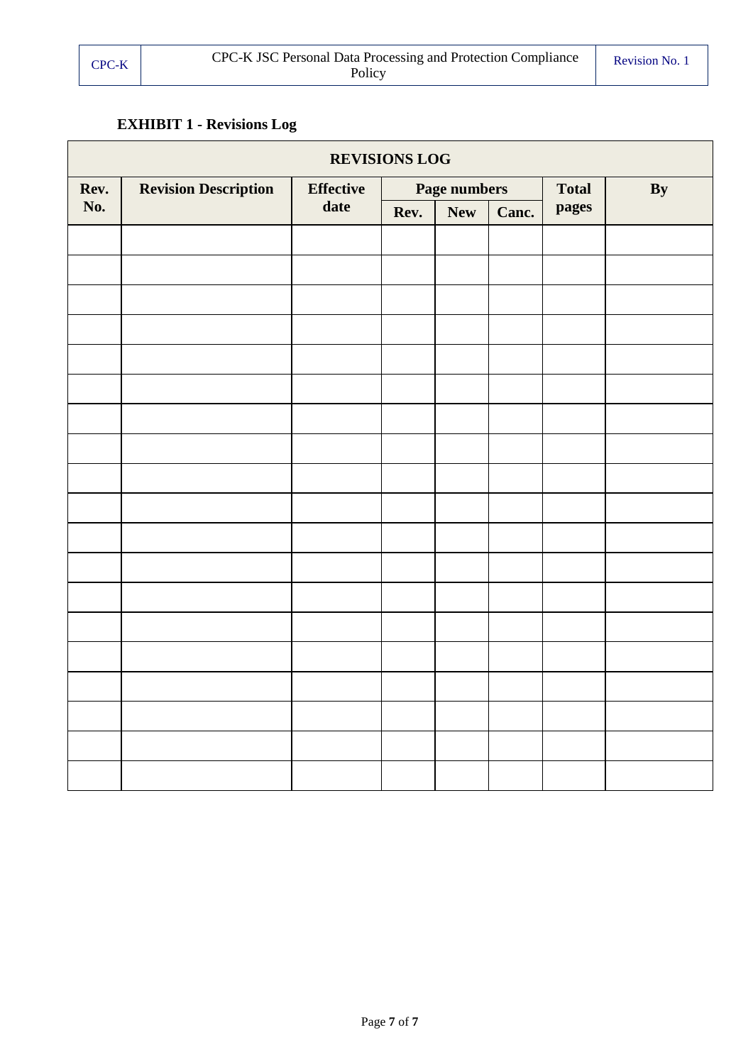## EXHIBIT 1 - Revisions Log

| REVISIONS LOG | | | | | | | |
|---|---|---|---|---|---|---|---|
| Rev. No. | Revision Description | Effective date | Page numbers | | | Total pages | By |
| | | | Rev. | New | Canc. | | |
| | | | | | | | |
| | | | | | | | |
| | | | | | | | |
| | | | | | | | |
| | | | | | | | |
| | | | | | | | |
| | | | | | | | |
| | | | | | | | |
| | | | | | | | |
| | | | | | | | |
| | | | | | | | |
| | | | | | | | |
| | | | | | | | |
| | | | | | | | |
| | | | | | | | |
| | | | | | | | |
| | | | | | | | |
| | | | | | | | |
| | | | | | | | |